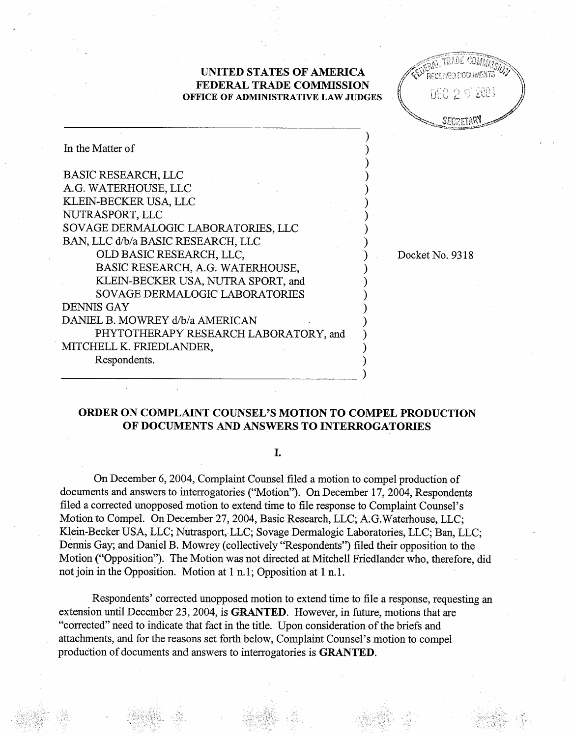**UNITED STATES OF AMERICA**
**FEDERAL TRADE COMMISSION**
**OFFICE OF ADMINISTRATIVE LAW JUDGES**

In the Matter of

BASIC RESEARCH, LLC
A.G. WATERHOUSE, LLC
KLEIN-BECKER USA, LLC
NUTRASPORT, LLC
SOVAGE DERMALOGIC LABORATORIES, LLC
BAN, LLC d/b/a BASIC RESEARCH, LLC
OLD BASIC RESEARCH, LLC,
BASIC RESEARCH, A.G. WATERHOUSE,
KLEIN-BECKER USA, NUTRA SPORT, and
SOVAGE DERMALOGIC LABORATORIES
DENNIS GAY
DANIEL B. MOWREY d/b/a AMERICAN
PHYTOTHERAPY RESEARCH LABORATORY, and
MITCHELL K. FRIEDLANDER,
Respondents.

Docket No. 9318

## ORDER ON COMPLAINT COUNSEL'S MOTION TO COMPEL PRODUCTION OF DOCUMENTS AND ANSWERS TO INTERROGATORIES

### I.

On December 6, 2004, Complaint Counsel filed a motion to compel production of documents and answers to interrogatories ("Motion"). On December 17, 2004, Respondents filed a corrected unopposed motion to extend time to file response to Complaint Counsel's Motion to Compel. On December 27, 2004, Basic Research, LLC; A.G.Waterhouse, LLC; Klein-Becker USA, LLC; Nutrasport, LLC; Sovage Dermalogic Laboratories, LLC; Ban, LLC; Dennis Gay; and Daniel B. Mowrey (collectively "Respondents") filed their opposition to the Motion ("Opposition"). The Motion was not directed at Mitchell Friedlander who, therefore, did not join in the Opposition. Motion at 1 n.1; Opposition at 1 n.1.

Respondents' corrected unopposed motion to extend time to file a response, requesting an extension until December 23, 2004, is **GRANTED**. However, in future, motions that are "corrected" need to indicate that fact in the title. Upon consideration of the briefs and attachments, and for the reasons set forth below, Complaint Counsel's motion to compel production of documents and answers to interrogatories is **GRANTED**.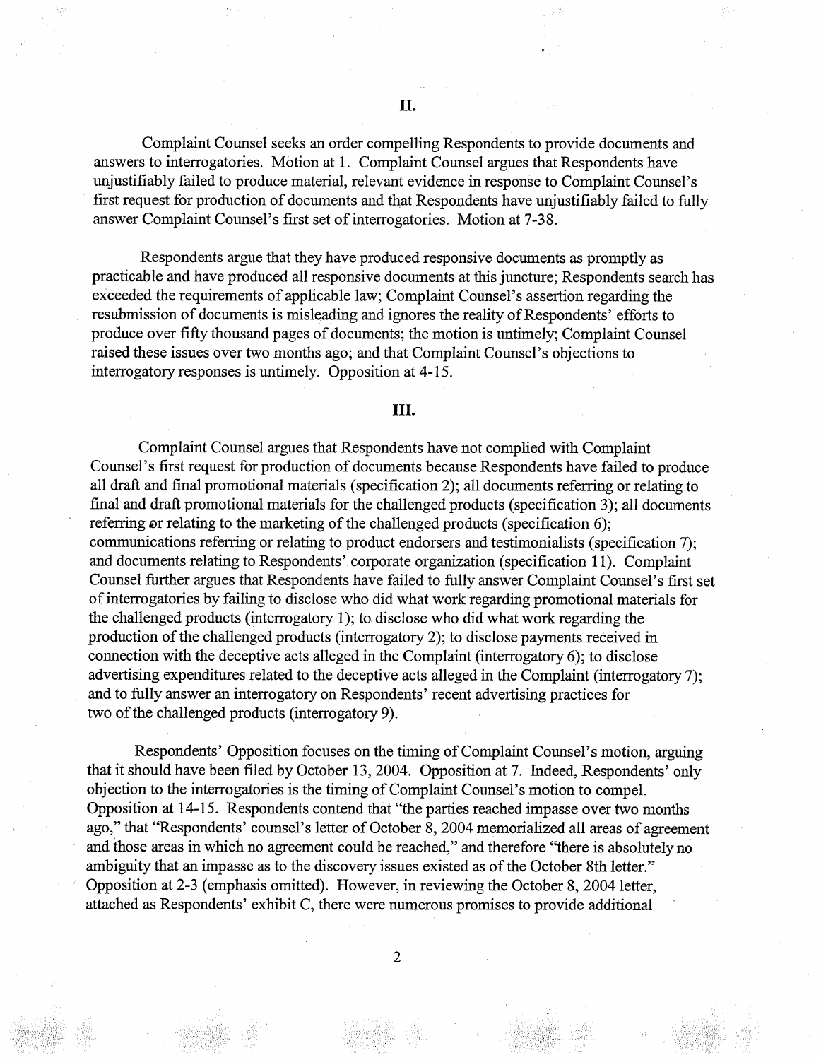## II.

Complaint Counsel seeks an order compelling Respondents to provide documents and answers to interrogatories. Motion at 1. Complaint Counsel argues that Respondents have unjustifiably failed to produce material, relevant evidence in response to Complaint Counsel's first request for production of documents and that Respondents have unjustifiably failed to fully answer Complaint Counsel's first set of interrogatories. Motion at 7-38.

Respondents argue that they have produced responsive documents as promptly as practicable and have produced all responsive documents at this juncture; Respondents search has exceeded the requirements of applicable law; Complaint Counsel's assertion regarding the resubmission of documents is misleading and ignores the reality of Respondents' efforts to produce over fifty thousand pages of documents; the motion is untimely; Complaint Counsel raised these issues over two months ago; and that Complaint Counsel's objections to interrogatory responses is untimely. Opposition at 4-15.

## III.

Complaint Counsel argues that Respondents have not complied with Complaint Counsel's first request for production of documents because Respondents have failed to produce all draft and final promotional materials (specification 2); all documents referring or relating to final and draft promotional materials for the challenged products (specification 3); all documents referring or relating to the marketing of the challenged products (specification 6); communications referring or relating to product endorsers and testimonialists (specification 7); and documents relating to Respondents' corporate organization (specification 11). Complaint Counsel further argues that Respondents have failed to fully answer Complaint Counsel's first set of interrogatories by failing to disclose who did what work regarding promotional materials for the challenged products (interrogatory 1); to disclose who did what work regarding the production of the challenged products (interrogatory 2); to disclose payments received in connection with the deceptive acts alleged in the Complaint (interrogatory 6); to disclose advertising expenditures related to the deceptive acts alleged in the Complaint (interrogatory 7); and to fully answer an interrogatory on Respondents' recent advertising practices for two of the challenged products (interrogatory 9).

Respondents' Opposition focuses on the timing of Complaint Counsel's motion, arguing that it should have been filed by October 13, 2004. Opposition at 7. Indeed, Respondents' only objection to the interrogatories is the timing of Complaint Counsel's motion to compel. Opposition at 14-15. Respondents contend that "the parties reached impasse over two months ago," that "Respondents' counsel's letter of October 8, 2004 memorialized all areas of agreement and those areas in which no agreement could be reached," and therefore "there is absolutely no ambiguity that an impasse as to the discovery issues existed as of the October 8th letter." Opposition at 2-3 (emphasis omitted). However, in reviewing the October 8, 2004 letter, attached as Respondents' exhibit C, there were numerous promises to provide additional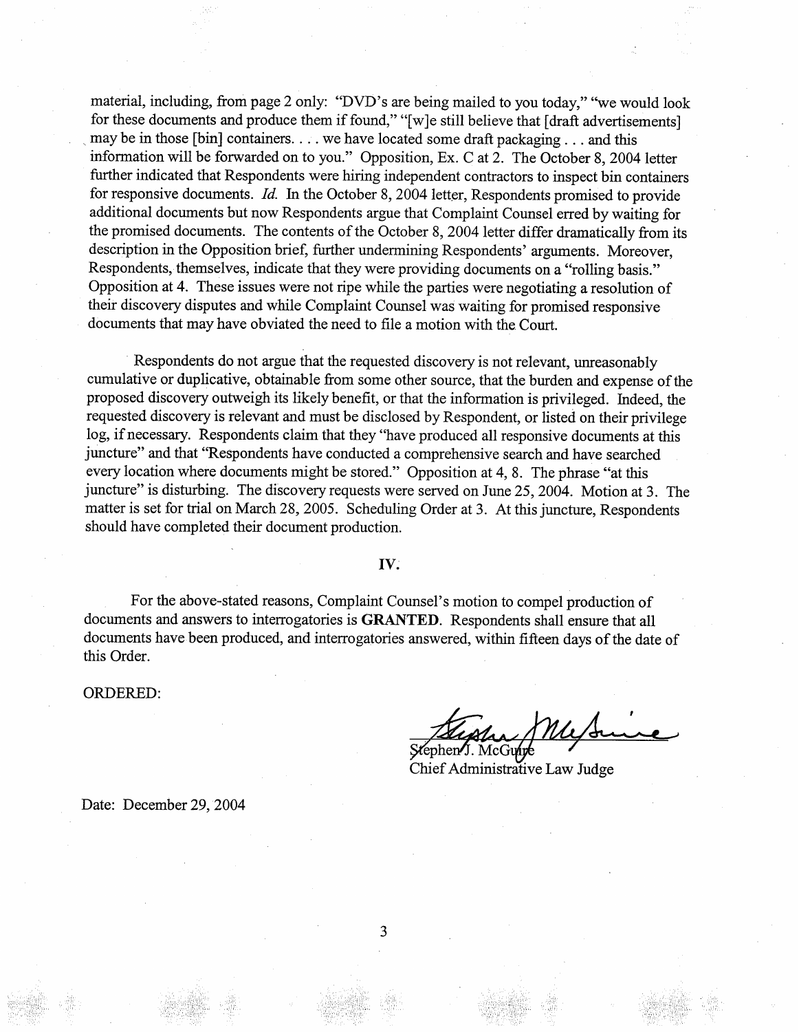material, including, from page 2 only: "DVD's are being mailed to you today," "we would look for these documents and produce them if found," "[w]e still believe that [draft advertisements] may be in those [bin] containers. . . . we have located some draft packaging . . . and this information will be forwarded on to you." Opposition, Ex. C at 2. The October 8, 2004 letter further indicated that Respondents were hiring independent contractors to inspect bin containers for responsive documents. *Id.* In the October 8, 2004 letter, Respondents promised to provide additional documents but now Respondents argue that Complaint Counsel erred by waiting for the promised documents. The contents of the October 8, 2004 letter differ dramatically from its description in the Opposition brief, further undermining Respondents' arguments. Moreover, Respondents, themselves, indicate that they were providing documents on a "rolling basis." Opposition at 4. These issues were not ripe while the parties were negotiating a resolution of their discovery disputes and while Complaint Counsel was waiting for promised responsive documents that may have obviated the need to file a motion with the Court.

Respondents do not argue that the requested discovery is not relevant, unreasonably cumulative or duplicative, obtainable from some other source, that the burden and expense of the proposed discovery outweigh its likely benefit, or that the information is privileged. Indeed, the requested discovery is relevant and must be disclosed by Respondent, or listed on their privilege log, if necessary. Respondents claim that they "have produced all responsive documents at this juncture" and that "Respondents have conducted a comprehensive search and have searched every location where documents might be stored." Opposition at 4, 8. The phrase "at this juncture" is disturbing. The discovery requests were served on June 25, 2004. Motion at 3. The matter is set for trial on March 28, 2005. Scheduling Order at 3. At this juncture, Respondents should have completed their document production.

## IV.

For the above-stated reasons, Complaint Counsel's motion to compel production of documents and answers to interrogatories is **GRANTED**. Respondents shall ensure that all documents have been produced, and interrogatories answered, within fifteen days of the date of this Order.

ORDERED:

Stephen J. McGuire
Chief Administrative Law Judge

Date: December 29, 2004